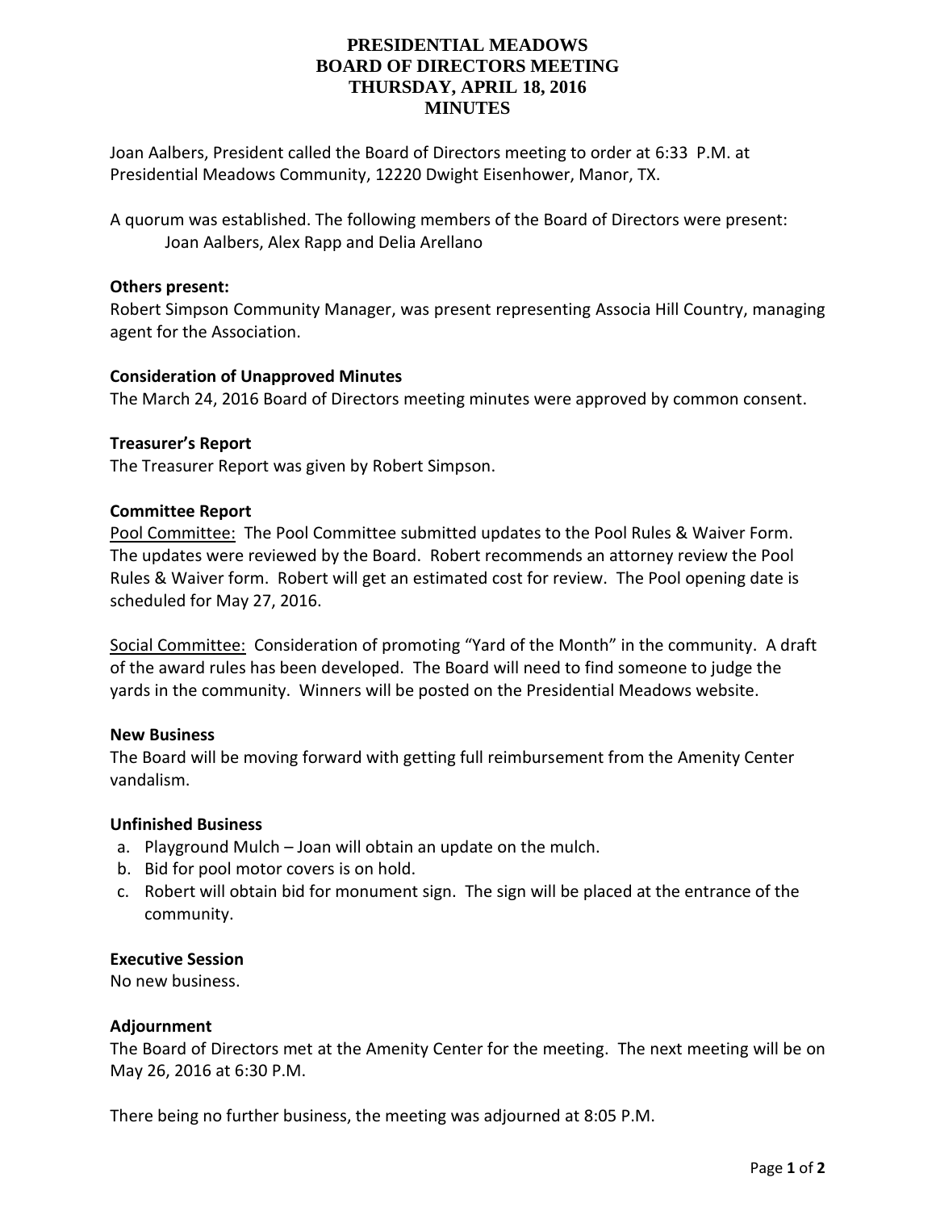# PRESIDENTIAL MEADOWS
# BOARD OF DIRECTORS MEETING
# THURSDAY, APRIL 18, 2016
# MINUTES

Joan Aalbers, President called the Board of Directors meeting to order at 6:33 P.M. at Presidential Meadows Community, 12220 Dwight Eisenhower, Manor, TX.

A quorum was established. The following members of the Board of Directors were present:
Joan Aalbers, Alex Rapp and Delia Arellano

**Others present:**
Robert Simpson Community Manager, was present representing Associa Hill Country, managing agent for the Association.

**Consideration of Unapproved Minutes**
The March 24, 2016 Board of Directors meeting minutes were approved by common consent.

**Treasurer's Report**
The Treasurer Report was given by Robert Simpson.

**Committee Report**
Pool Committee: The Pool Committee submitted updates to the Pool Rules & Waiver Form. The updates were reviewed by the Board. Robert recommends an attorney review the Pool Rules & Waiver form. Robert will get an estimated cost for review. The Pool opening date is scheduled for May 27, 2016.

Social Committee: Consideration of promoting "Yard of the Month" in the community. A draft of the award rules has been developed. The Board will need to find someone to judge the yards in the community. Winners will be posted on the Presidential Meadows website.

**New Business**
The Board will be moving forward with getting full reimbursement from the Amenity Center vandalism.

**Unfinished Business**

a. Playground Mulch – Joan will obtain an update on the mulch.
b. Bid for pool motor covers is on hold.
c. Robert will obtain bid for monument sign. The sign will be placed at the entrance of the community.

**Executive Session**
No new business.

**Adjournment**
The Board of Directors met at the Amenity Center for the meeting. The next meeting will be on May 26, 2016 at 6:30 P.M.

There being no further business, the meeting was adjourned at 8:05 P.M.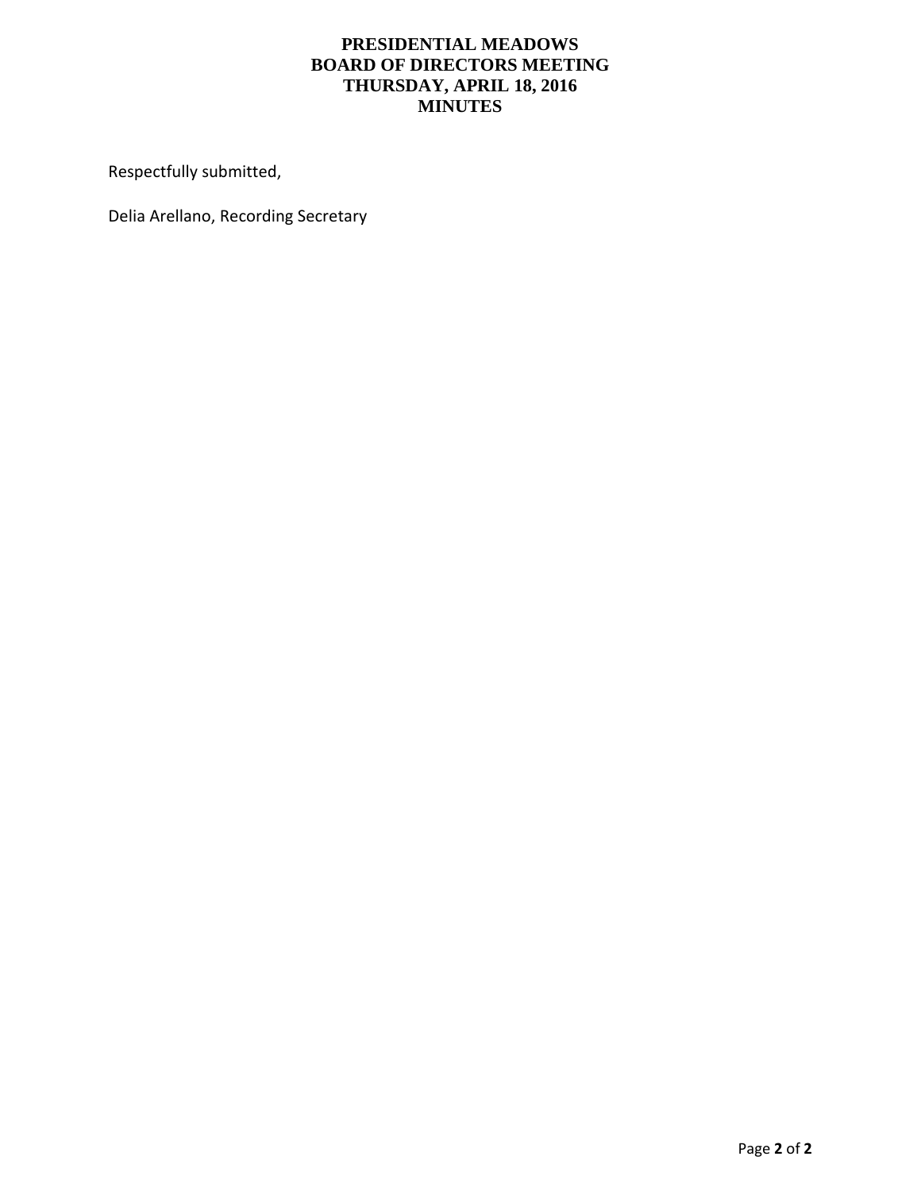Respectfully submitted,

Delia Arellano, Recording Secretary